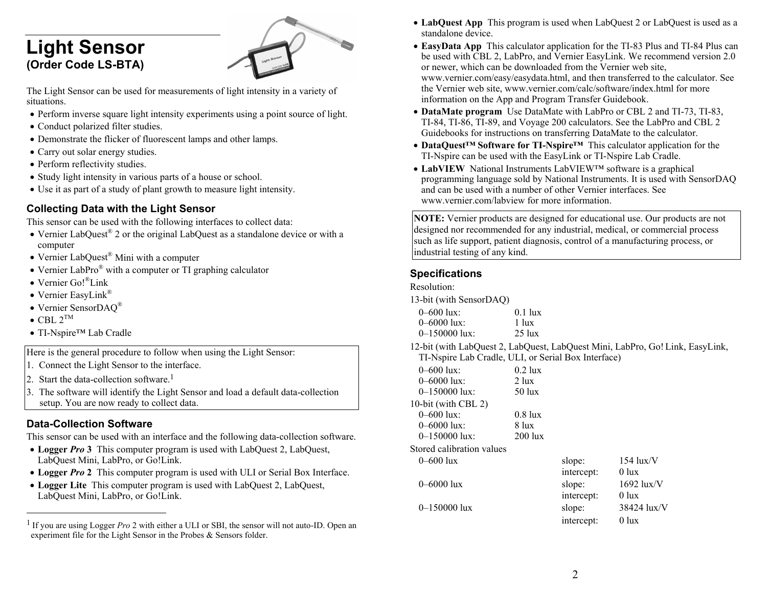# Light Sensor

## (Order Code LS-BTA)

The Light Sensor can be used for measurements of light intensity in a variety of situations.

- Perform inverse square light intensity experiments using a point source of light.
- Conduct polarized filter studies.
- Demonstrate the flicker of fluorescent lamps and other lamps.
- Carry out solar energy studies.
- Perform reflectivity studies.
- Study light intensity in various parts of a house or school.
- Use it as part of a study of plant growth to measure light intensity.

### Collecting Data with the Light Sensor

This sensor can be used with the following interfaces to collect data:

- Vernier LabQuest® 2 or the original LabQuest as a standalone device or with a computer
- Vernier LabQuest® Mini with a computer
- Vernier LabPro® with a computer or TI graphing calculator
- Vernier Go!®Link
- Vernier EasyLink®
- Vernier SensorDAQ®
- CBL 2™
- TI-Nspire™ Lab Cradle

Here is the general procedure to follow when using the Light Sensor:

1. Connect the Light Sensor to the interface.
2. Start the data-collection software.[1]
3. The software will identify the Light Sensor and load a default data-collection setup. You are now ready to collect data.

### Data-Collection Software

This sensor can be used with an interface and the following data-collection software.

- **Logger *Pro* 3** This computer program is used with LabQuest 2, LabQuest, LabQuest Mini, LabPro, or Go!Link.
- **Logger *Pro* 2** This computer program is used with ULI or Serial Box Interface.
- **Logger Lite** This computer program is used with LabQuest 2, LabQuest, LabQuest Mini, LabPro, or Go!Link.
- **LabQuest App** This program is used when LabQuest 2 or LabQuest is used as a standalone device.
- **EasyData App** This calculator application for the TI-83 Plus and TI-84 Plus can be used with CBL 2, LabPro, and Vernier EasyLink. We recommend version 2.0 or newer, which can be downloaded from the Vernier web site, www.vernier.com/easy/easydata.html, and then transferred to the calculator. See the Vernier web site, www.vernier.com/calc/software/index.html for more information on the App and Program Transfer Guidebook.
- **DataMate program** Use DataMate with LabPro or CBL 2 and TI-73, TI-83, TI-84, TI-86, TI-89, and Voyage 200 calculators. See the LabPro and CBL 2 Guidebooks for instructions on transferring DataMate to the calculator.
- **DataQuest™ Software for TI-Nspire™** This calculator application for the TI-Nspire can be used with the EasyLink or TI-Nspire Lab Cradle.
- **LabVIEW** National Instruments LabVIEW™ software is a graphical programming language sold by National Instruments. It is used with SensorDAQ and can be used with a number of other Vernier interfaces. See www.vernier.com/labview for more information.

**NOTE:** Vernier products are designed for educational use. Our products are not designed nor recommended for any industrial, medical, or commercial process such as life support, patient diagnosis, control of a manufacturing process, or industrial testing of any kind.

### Specifications

Resolution:

13-bit (with SensorDAQ)

| Range | Resolution |
|---|---|
| 0–600 lux: | 0.1 lux |
| 0–6000 lux: | 1 lux |
| 0–150000 lux: | 25 lux |

12-bit (with LabQuest 2, LabQuest, LabQuest Mini, LabPro, Go! Link, EasyLink, TI-Nspire Lab Cradle, ULI, or Serial Box Interface)

| Range | Resolution |
|---|---|
| 0–600 lux: | 0.2 lux |
| 0–6000 lux: | 2 lux |
| 0–150000 lux: | 50 lux |

10-bit (with CBL 2)

| Range | Resolution |
|---|---|
| 0–600 lux: | 0.8 lux |
| 0–6000 lux: | 8 lux |
| 0–150000 lux: | 200 lux |

Stored calibration values

| Range | | Value |
|---|---|---|
| 0–600 lux | slope: | 154 lux/V |
| | intercept: | 0 lux |
| 0–6000 lux | slope: | 1692 lux/V |
| | intercept: | 0 lux |
| 0–150000 lux | slope: | 38424 lux/V |
| | intercept: | 0 lux |

[1] If you are using Logger *Pro* 2 with either a ULI or SBI, the sensor will not auto-ID. Open an experiment file for the Light Sensor in the Probes & Sensors folder.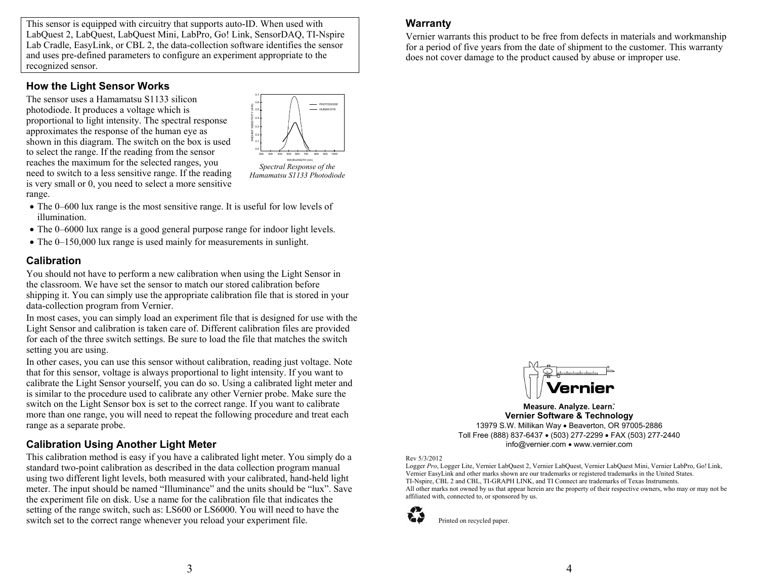This sensor is equipped with circuitry that supports auto-ID. When used with LabQuest 2, LabQuest, LabQuest Mini, LabPro, Go! Link, SensorDAQ, TI-Nspire Lab Cradle, EasyLink, or CBL 2, the data-collection software identifies the sensor and uses pre-defined parameters to configure an experiment appropriate to the recognized sensor.

## How the Light Sensor Works

The sensor uses a Hamamatsu S1133 silicon photodiode. It produces a voltage which is proportional to light intensity. The spectral response approximates the response of the human eye as shown in this diagram. The switch on the box is used to select the range. If the reading from the sensor reaches the maximum for the selected ranges, you need to switch to a less sensitive range. If the reading is very small or 0, you need to select a more sensitive range.

0.7
0.6
0.5
0.4
0.3
0.2
0.1
0.0
RADIANT SENSITIVITY (A/W)
200 300 400 500 600 700 800 900 1000
WAVELENGTH (nm)
PHOTODIODE
HUMAN EYE

*Spectral Response of the Hamamatsu S1133 Photodiode*

- The 0–600 lux range is the most sensitive range. It is useful for low levels of illumination.
- The 0–6000 lux range is a good general purpose range for indoor light levels.
- The 0–150,000 lux range is used mainly for measurements in sunlight.

## Calibration

You should not have to perform a new calibration when using the Light Sensor in the classroom. We have set the sensor to match our stored calibration before shipping it. You can simply use the appropriate calibration file that is stored in your data-collection program from Vernier.

In most cases, you can simply load an experiment file that is designed for use with the Light Sensor and calibration is taken care of. Different calibration files are provided for each of the three switch settings. Be sure to load the file that matches the switch setting you are using.

In other cases, you can use this sensor without calibration, reading just voltage. Note that for this sensor, voltage is always proportional to light intensity. If you want to calibrate the Light Sensor yourself, you can do so. Using a calibrated light meter and is similar to the procedure used to calibrate any other Vernier probe. Make sure the switch on the Light Sensor box is set to the correct range. If you want to calibrate more than one range, you will need to repeat the following procedure and treat each range as a separate probe.

## Calibration Using Another Light Meter

This calibration method is easy if you have a calibrated light meter. You simply do a standard two-point calibration as described in the data collection program manual using two different light levels, both measured with your calibrated, hand-held light meter. The input should be named "Illuminance" and the units should be "lux". Save the experiment file on disk. Use a name for the calibration file that indicates the setting of the range switch, such as: LS600 or LS6000. You will need to have the switch set to the correct range whenever you reload your experiment file.

## Warranty

Vernier warrants this product to be free from defects in materials and workmanship for a period of five years from the date of shipment to the customer. This warranty does not cover damage to the product caused by abuse or improper use.

Vernier

Measure. Analyze. Learn.™

**Vernier Software & Technology**

13979 S.W. Millikan Way • Beaverton, OR 97005-2886

Toll Free (888) 837-6437 • (503) 277-2299 • FAX (503) 277-2440

info@vernier.com • www.vernier.com

Rev 5/3/2012

Logger *Pro*, Logger Lite, Vernier LabQuest 2, Vernier LabQuest, Vernier LabQuest Mini, Vernier LabPro, Go! Link, Vernier EasyLink and other marks shown are our trademarks or registered trademarks in the United States.
TI-Nspire, CBL 2 and CBL, TI-GRAPH LINK, and TI Connect are trademarks of Texas Instruments.
All other marks not owned by us that appear herein are the property of their respective owners, who may or may not be affiliated with, connected to, or sponsored by us.

Printed on recycled paper.